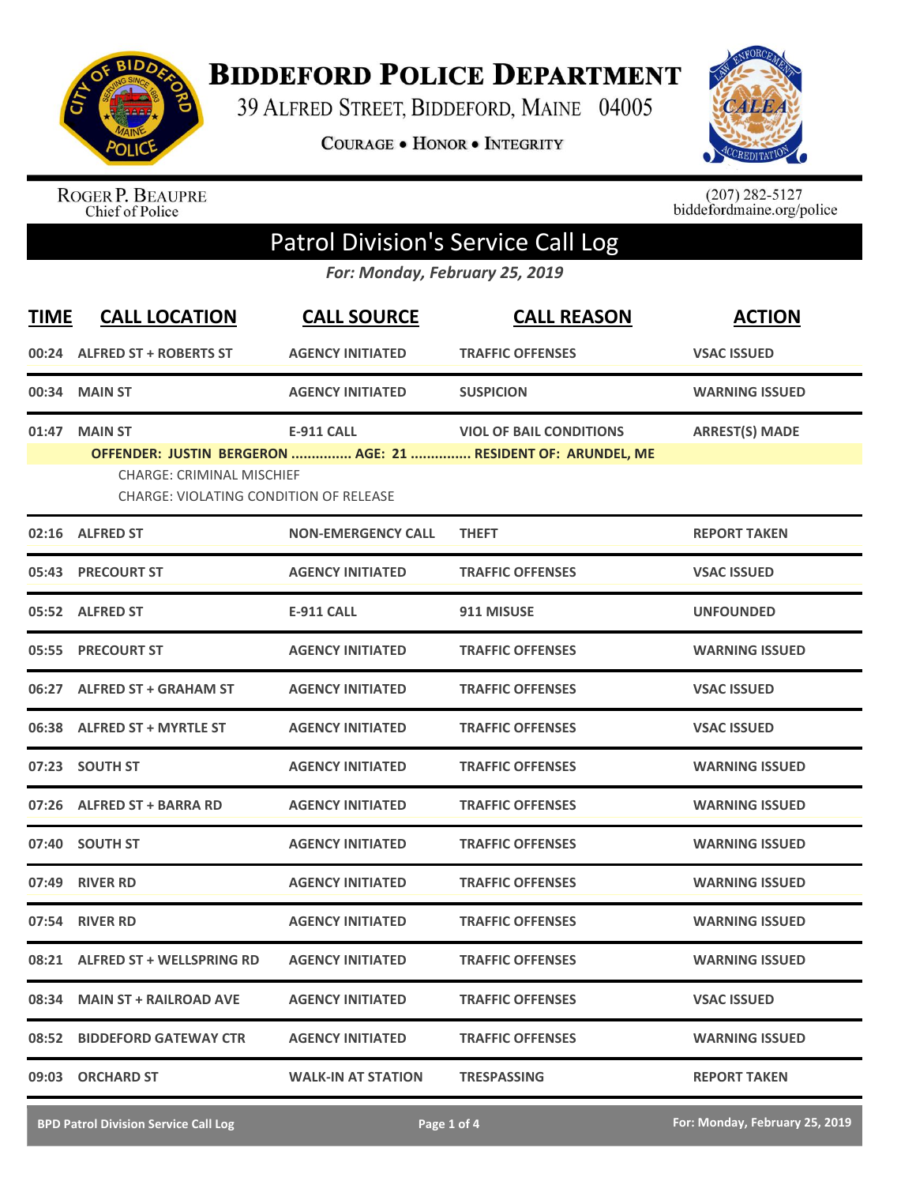# Biddeford Police Department

39 Alfred Street, Biddeford, Maine 04005

**Courage • Honor • Integrity**

Roger P. Beaupre
Chief of Police

(207) 282-5127
biddefordmaine.org/police

## Patrol Division's Service Call Log

*For: Monday, February 25, 2019*

| TIME | CALL LOCATION | CALL SOURCE | CALL REASON | ACTION |
|---|---|---|---|---|
| 00:24 | ALFRED ST + ROBERTS ST | AGENCY INITIATED | TRAFFIC OFFENSES | VSAC ISSUED |
| 00:34 | MAIN ST | AGENCY INITIATED | SUSPICION | WARNING ISSUED |
| 01:47 | MAIN ST | E-911 CALL | VIOL OF BAIL CONDITIONS | ARREST(S) MADE |
| | OFFENDER: JUSTIN BERGERON ............... AGE: 21 ............... RESIDENT OF: ARUNDEL, ME<br>CHARGE: CRIMINAL MISCHIEF<br>CHARGE: VIOLATING CONDITION OF RELEASE | | | |
| 02:16 | ALFRED ST | NON-EMERGENCY CALL | THEFT | REPORT TAKEN |
| 05:43 | PRECOURT ST | AGENCY INITIATED | TRAFFIC OFFENSES | VSAC ISSUED |
| 05:52 | ALFRED ST | E-911 CALL | 911 MISUSE | UNFOUNDED |
| 05:55 | PRECOURT ST | AGENCY INITIATED | TRAFFIC OFFENSES | WARNING ISSUED |
| 06:27 | ALFRED ST + GRAHAM ST | AGENCY INITIATED | TRAFFIC OFFENSES | VSAC ISSUED |
| 06:38 | ALFRED ST + MYRTLE ST | AGENCY INITIATED | TRAFFIC OFFENSES | VSAC ISSUED |
| 07:23 | SOUTH ST | AGENCY INITIATED | TRAFFIC OFFENSES | WARNING ISSUED |
| 07:26 | ALFRED ST + BARRA RD | AGENCY INITIATED | TRAFFIC OFFENSES | WARNING ISSUED |
| 07:40 | SOUTH ST | AGENCY INITIATED | TRAFFIC OFFENSES | WARNING ISSUED |
| 07:49 | RIVER RD | AGENCY INITIATED | TRAFFIC OFFENSES | WARNING ISSUED |
| 07:54 | RIVER RD | AGENCY INITIATED | TRAFFIC OFFENSES | WARNING ISSUED |
| 08:21 | ALFRED ST + WELLSPRING RD | AGENCY INITIATED | TRAFFIC OFFENSES | WARNING ISSUED |
| 08:34 | MAIN ST + RAILROAD AVE | AGENCY INITIATED | TRAFFIC OFFENSES | VSAC ISSUED |
| 08:52 | BIDDEFORD GATEWAY CTR | AGENCY INITIATED | TRAFFIC OFFENSES | WARNING ISSUED |
| 09:03 | ORCHARD ST | WALK-IN AT STATION | TRESPASSING | REPORT TAKEN |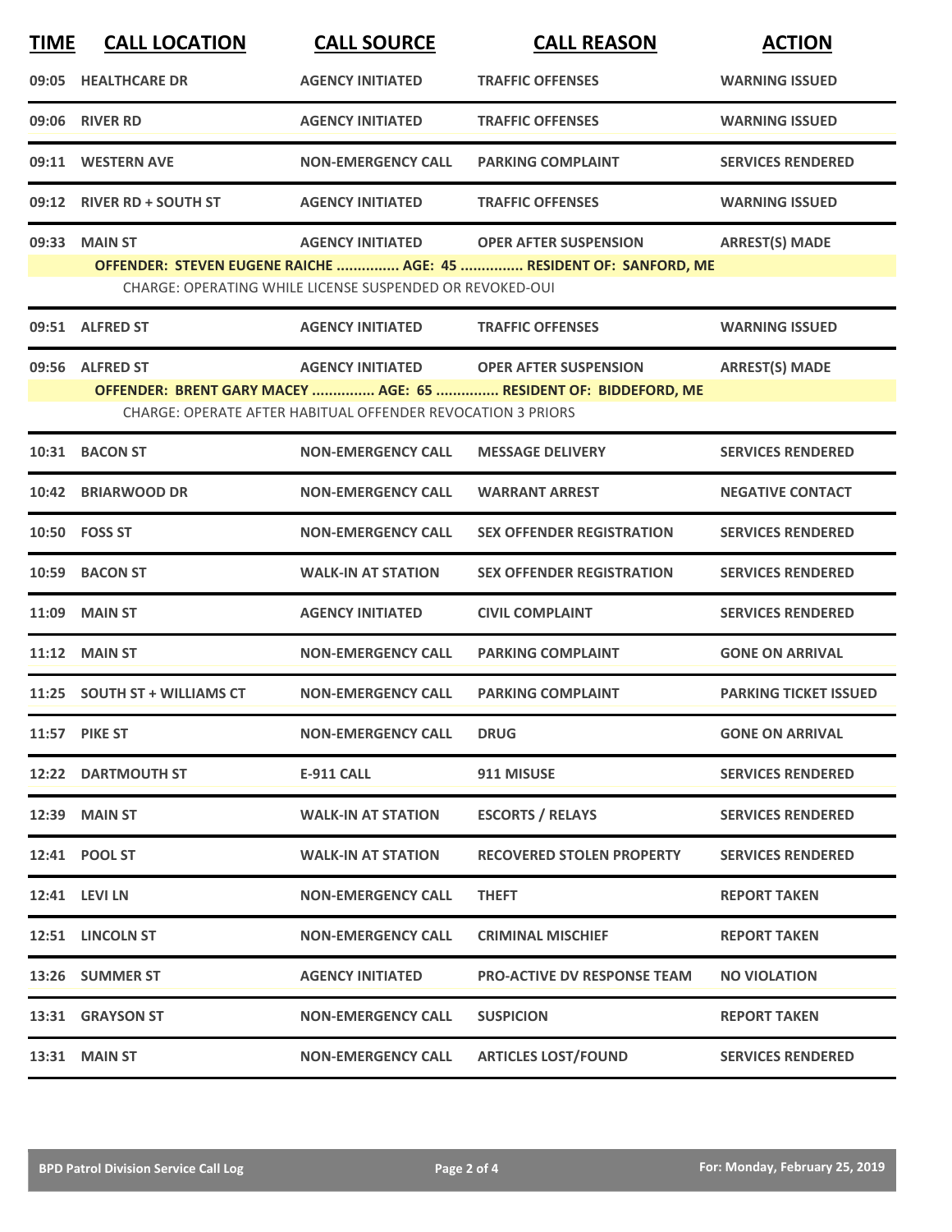| TIME | CALL LOCATION | CALL SOURCE | CALL REASON | ACTION |
|---|---|---|---|---|
| 09:05 | HEALTHCARE DR | AGENCY INITIATED | TRAFFIC OFFENSES | WARNING ISSUED |
| 09:06 | RIVER RD | AGENCY INITIATED | TRAFFIC OFFENSES | WARNING ISSUED |
| 09:11 | WESTERN AVE | NON-EMERGENCY CALL | PARKING COMPLAINT | SERVICES RENDERED |
| 09:12 | RIVER RD + SOUTH ST | AGENCY INITIATED | TRAFFIC OFFENSES | WARNING ISSUED |
| 09:33 | MAIN ST | AGENCY INITIATED | OPER AFTER SUSPENSION | ARREST(S) MADE |
| | **OFFENDER: STEVEN EUGENE RAICHE ............... AGE: 45 ............... RESIDENT OF: SANFORD, ME** | | | |
| | CHARGE: OPERATING WHILE LICENSE SUSPENDED OR REVOKED-OUI | | | |
| 09:51 | ALFRED ST | AGENCY INITIATED | TRAFFIC OFFENSES | WARNING ISSUED |
| 09:56 | ALFRED ST | AGENCY INITIATED | OPER AFTER SUSPENSION | ARREST(S) MADE |
| | **OFFENDER: BRENT GARY MACEY ............... AGE: 65 ............... RESIDENT OF: BIDDEFORD, ME** | | | |
| | CHARGE: OPERATE AFTER HABITUAL OFFENDER REVOCATION 3 PRIORS | | | |
| 10:31 | BACON ST | NON-EMERGENCY CALL | MESSAGE DELIVERY | SERVICES RENDERED |
| 10:42 | BRIARWOOD DR | NON-EMERGENCY CALL | WARRANT ARREST | NEGATIVE CONTACT |
| 10:50 | FOSS ST | NON-EMERGENCY CALL | SEX OFFENDER REGISTRATION | SERVICES RENDERED |
| 10:59 | BACON ST | WALK-IN AT STATION | SEX OFFENDER REGISTRATION | SERVICES RENDERED |
| 11:09 | MAIN ST | AGENCY INITIATED | CIVIL COMPLAINT | SERVICES RENDERED |
| 11:12 | MAIN ST | NON-EMERGENCY CALL | PARKING COMPLAINT | GONE ON ARRIVAL |
| 11:25 | SOUTH ST + WILLIAMS CT | NON-EMERGENCY CALL | PARKING COMPLAINT | PARKING TICKET ISSUED |
| 11:57 | PIKE ST | NON-EMERGENCY CALL | DRUG | GONE ON ARRIVAL |
| 12:22 | DARTMOUTH ST | E-911 CALL | 911 MISUSE | SERVICES RENDERED |
| 12:39 | MAIN ST | WALK-IN AT STATION | ESCORTS / RELAYS | SERVICES RENDERED |
| 12:41 | POOL ST | WALK-IN AT STATION | RECOVERED STOLEN PROPERTY | SERVICES RENDERED |
| 12:41 | LEVI LN | NON-EMERGENCY CALL | THEFT | REPORT TAKEN |
| 12:51 | LINCOLN ST | NON-EMERGENCY CALL | CRIMINAL MISCHIEF | REPORT TAKEN |
| 13:26 | SUMMER ST | AGENCY INITIATED | PRO-ACTIVE DV RESPONSE TEAM | NO VIOLATION |
| 13:31 | GRAYSON ST | NON-EMERGENCY CALL | SUSPICION | REPORT TAKEN |
| 13:31 | MAIN ST | NON-EMERGENCY CALL | ARTICLES LOST/FOUND | SERVICES RENDERED |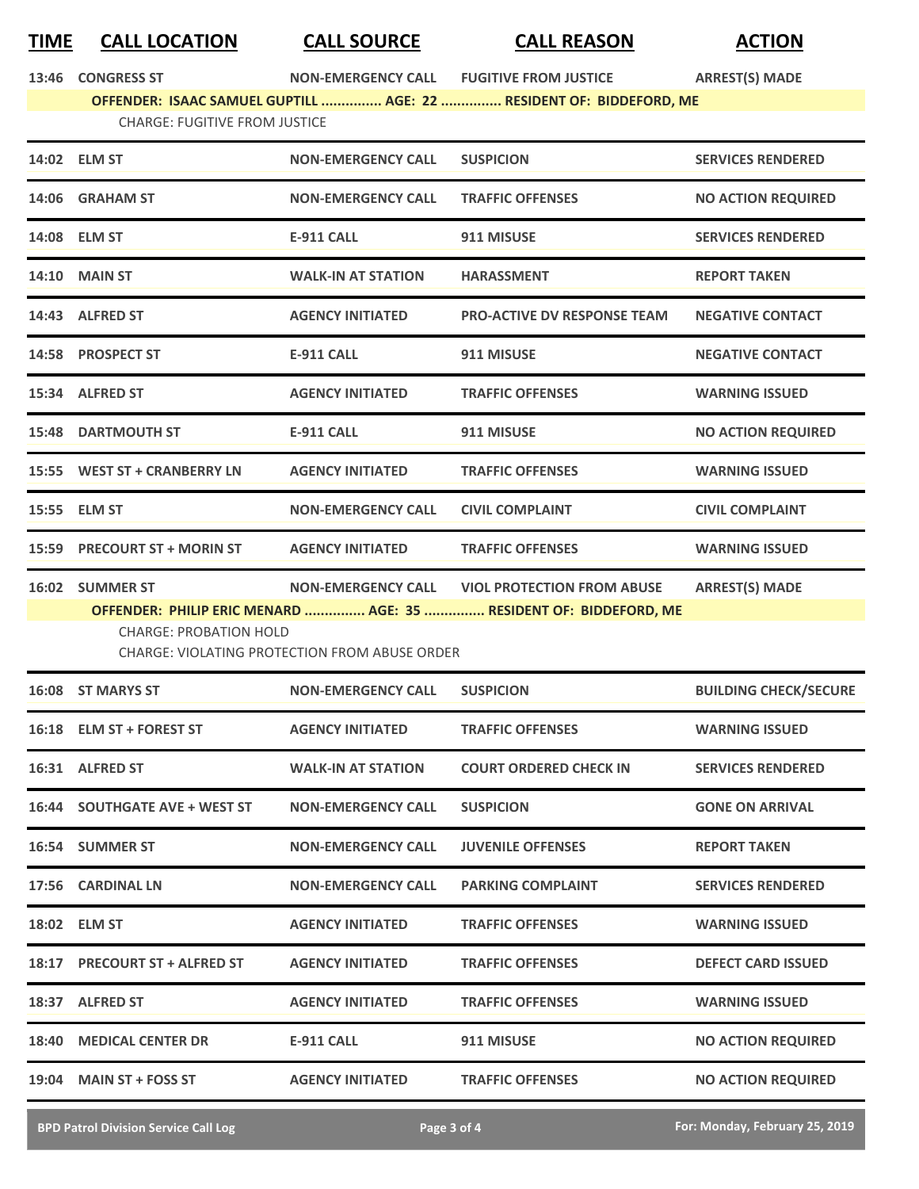| TIME | CALL LOCATION | CALL SOURCE | CALL REASON | ACTION |
|---|---|---|---|---|
| 13:46 | CONGRESS ST | NON-EMERGENCY CALL | FUGITIVE FROM JUSTICE | ARREST(S) MADE |
| | **OFFENDER: ISAAC SAMUEL GUPTILL ............... AGE: 22 ............... RESIDENT OF: BIDDEFORD, ME** | | | |
| | CHARGE: FUGITIVE FROM JUSTICE | | | |
| 14:02 | ELM ST | NON-EMERGENCY CALL | SUSPICION | SERVICES RENDERED |
| 14:06 | GRAHAM ST | NON-EMERGENCY CALL | TRAFFIC OFFENSES | NO ACTION REQUIRED |
| 14:08 | ELM ST | E-911 CALL | 911 MISUSE | SERVICES RENDERED |
| 14:10 | MAIN ST | WALK-IN AT STATION | HARASSMENT | REPORT TAKEN |
| 14:43 | ALFRED ST | AGENCY INITIATED | PRO-ACTIVE DV RESPONSE TEAM | NEGATIVE CONTACT |
| 14:58 | PROSPECT ST | E-911 CALL | 911 MISUSE | NEGATIVE CONTACT |
| 15:34 | ALFRED ST | AGENCY INITIATED | TRAFFIC OFFENSES | WARNING ISSUED |
| 15:48 | DARTMOUTH ST | E-911 CALL | 911 MISUSE | NO ACTION REQUIRED |
| 15:55 | WEST ST + CRANBERRY LN | AGENCY INITIATED | TRAFFIC OFFENSES | WARNING ISSUED |
| 15:55 | ELM ST | NON-EMERGENCY CALL | CIVIL COMPLAINT | CIVIL COMPLAINT |
| 15:59 | PRECOURT ST + MORIN ST | AGENCY INITIATED | TRAFFIC OFFENSES | WARNING ISSUED |
| 16:02 | SUMMER ST | NON-EMERGENCY CALL | VIOL PROTECTION FROM ABUSE | ARREST(S) MADE |
| | **OFFENDER: PHILIP ERIC MENARD ............... AGE: 35 ............... RESIDENT OF: BIDDEFORD, ME** | | | |
| | CHARGE: PROBATION HOLD | | | |
| | CHARGE: VIOLATING PROTECTION FROM ABUSE ORDER | | | |
| 16:08 | ST MARYS ST | NON-EMERGENCY CALL | SUSPICION | BUILDING CHECK/SECURE |
| 16:18 | ELM ST + FOREST ST | AGENCY INITIATED | TRAFFIC OFFENSES | WARNING ISSUED |
| 16:31 | ALFRED ST | WALK-IN AT STATION | COURT ORDERED CHECK IN | SERVICES RENDERED |
| 16:44 | SOUTHGATE AVE + WEST ST | NON-EMERGENCY CALL | SUSPICION | GONE ON ARRIVAL |
| 16:54 | SUMMER ST | NON-EMERGENCY CALL | JUVENILE OFFENSES | REPORT TAKEN |
| 17:56 | CARDINAL LN | NON-EMERGENCY CALL | PARKING COMPLAINT | SERVICES RENDERED |
| 18:02 | ELM ST | AGENCY INITIATED | TRAFFIC OFFENSES | WARNING ISSUED |
| 18:17 | PRECOURT ST + ALFRED ST | AGENCY INITIATED | TRAFFIC OFFENSES | DEFECT CARD ISSUED |
| 18:37 | ALFRED ST | AGENCY INITIATED | TRAFFIC OFFENSES | WARNING ISSUED |
| 18:40 | MEDICAL CENTER DR | E-911 CALL | 911 MISUSE | NO ACTION REQUIRED |
| 19:04 | MAIN ST + FOSS ST | AGENCY INITIATED | TRAFFIC OFFENSES | NO ACTION REQUIRED |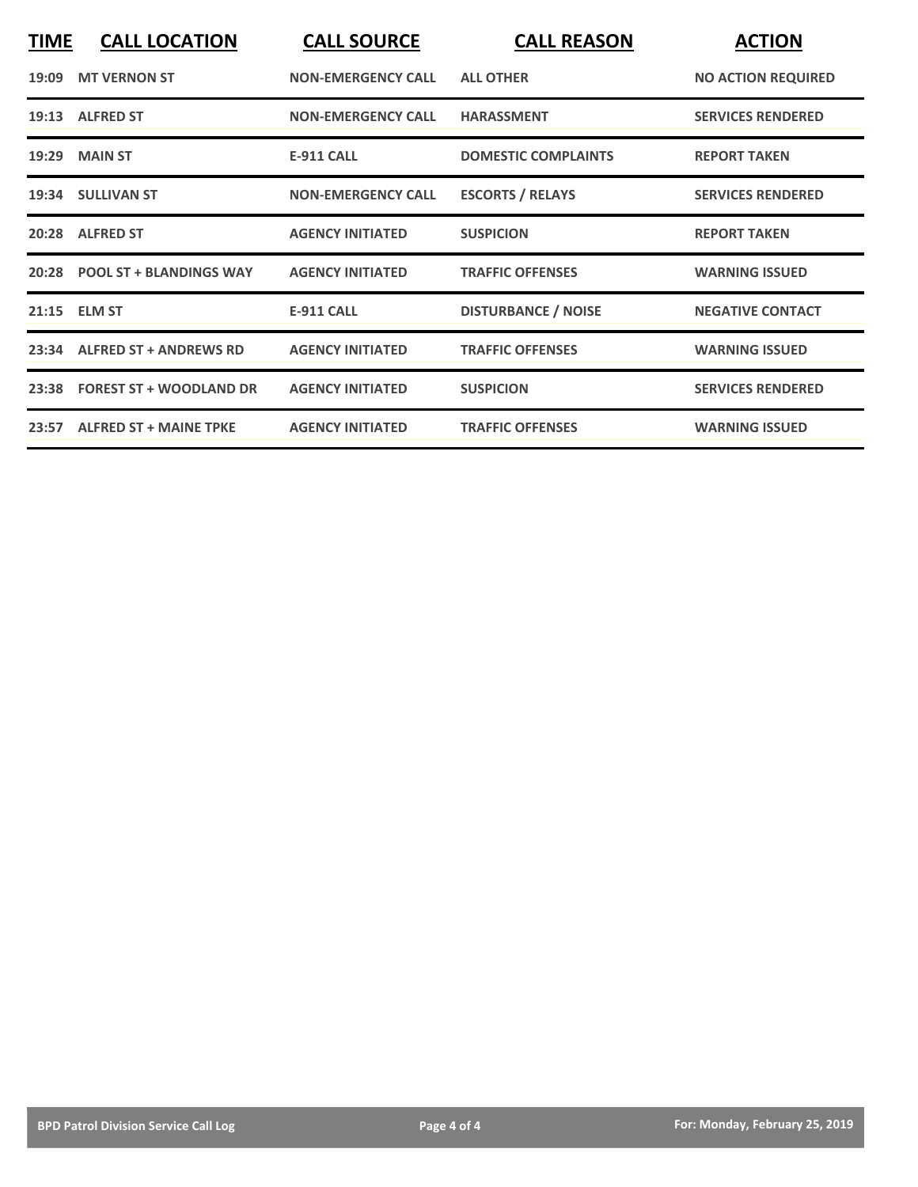| TIME | CALL LOCATION | CALL SOURCE | CALL REASON | ACTION |
|---|---|---|---|---|
| 19:09 | MT VERNON ST | NON-EMERGENCY CALL | ALL OTHER | NO ACTION REQUIRED |
| 19:13 | ALFRED ST | NON-EMERGENCY CALL | HARASSMENT | SERVICES RENDERED |
| 19:29 | MAIN ST | E-911 CALL | DOMESTIC COMPLAINTS | REPORT TAKEN |
| 19:34 | SULLIVAN ST | NON-EMERGENCY CALL | ESCORTS / RELAYS | SERVICES RENDERED |
| 20:28 | ALFRED ST | AGENCY INITIATED | SUSPICION | REPORT TAKEN |
| 20:28 | POOL ST + BLANDINGS WAY | AGENCY INITIATED | TRAFFIC OFFENSES | WARNING ISSUED |
| 21:15 | ELM ST | E-911 CALL | DISTURBANCE / NOISE | NEGATIVE CONTACT |
| 23:34 | ALFRED ST + ANDREWS RD | AGENCY INITIATED | TRAFFIC OFFENSES | WARNING ISSUED |
| 23:38 | FOREST ST + WOODLAND DR | AGENCY INITIATED | SUSPICION | SERVICES RENDERED |
| 23:57 | ALFRED ST + MAINE TPKE | AGENCY INITIATED | TRAFFIC OFFENSES | WARNING ISSUED |